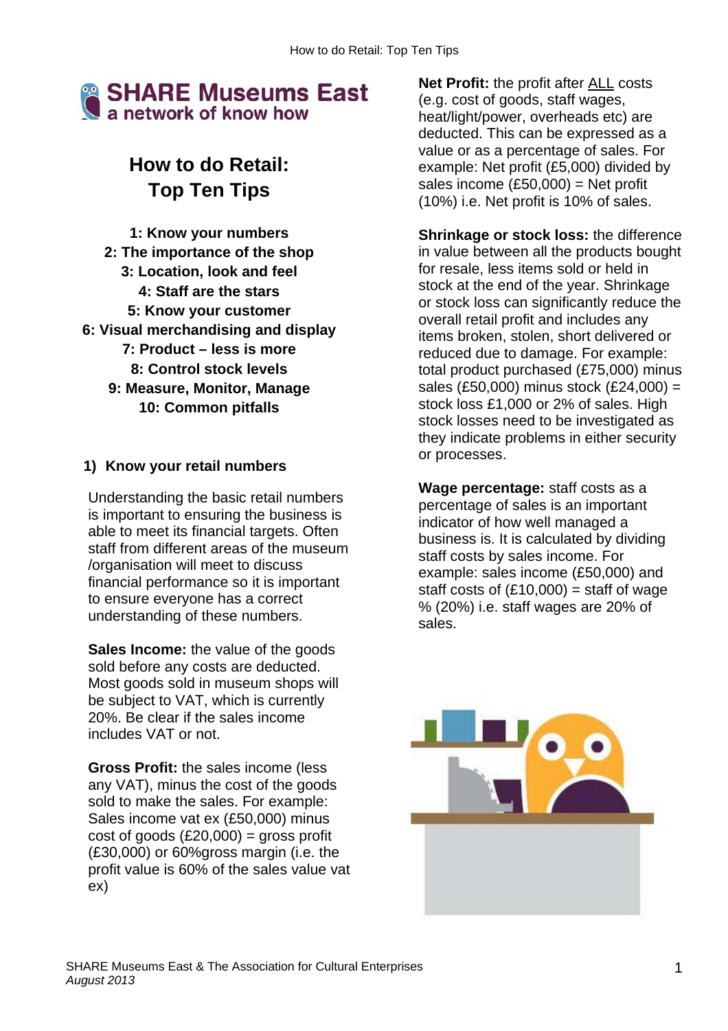**SHARE Museums East**
a network of know how

# How to do Retail: Top Ten Tips

**1: Know your numbers**
**2: The importance of the shop**
**3: Location, look and feel**
**4: Staff are the stars**
**5: Know your customer**
**6: Visual merchandising and display**
**7: Product – less is more**
**8: Control stock levels**
**9: Measure, Monitor, Manage**
**10: Common pitfalls**

## 1) Know your retail numbers

Understanding the basic retail numbers is important to ensuring the business is able to meet its financial targets. Often staff from different areas of the museum /organisation will meet to discuss financial performance so it is important to ensure everyone has a correct understanding of these numbers.

**Sales Income:** the value of the goods sold before any costs are deducted. Most goods sold in museum shops will be subject to VAT, which is currently 20%. Be clear if the sales income includes VAT or not.

**Gross Profit:** the sales income (less any VAT), minus the cost of the goods sold to make the sales. For example: Sales income vat ex (£50,000) minus cost of goods (£20,000) = gross profit (£30,000) or 60%gross margin (i.e. the profit value is 60% of the sales value vat ex)

**Net Profit:** the profit after ALL costs (e.g. cost of goods, staff wages, heat/light/power, overheads etc) are deducted. This can be expressed as a value or as a percentage of sales. For example: Net profit (£5,000) divided by sales income (£50,000) = Net profit (10%) i.e. Net profit is 10% of sales.

**Shrinkage or stock loss:** the difference in value between all the products bought for resale, less items sold or held in stock at the end of the year. Shrinkage or stock loss can significantly reduce the overall retail profit and includes any items broken, stolen, short delivered or reduced due to damage. For example: total product purchased (£75,000) minus sales (£50,000) minus stock (£24,000) = stock loss £1,000 or 2% of sales. High stock losses need to be investigated as they indicate problems in either security or processes.

**Wage percentage:** staff costs as a percentage of sales is an important indicator of how well managed a business is. It is calculated by dividing staff costs by sales income. For example: sales income (£50,000) and staff costs of (£10,000) = staff of wage % (20%) i.e. staff wages are 20% of sales.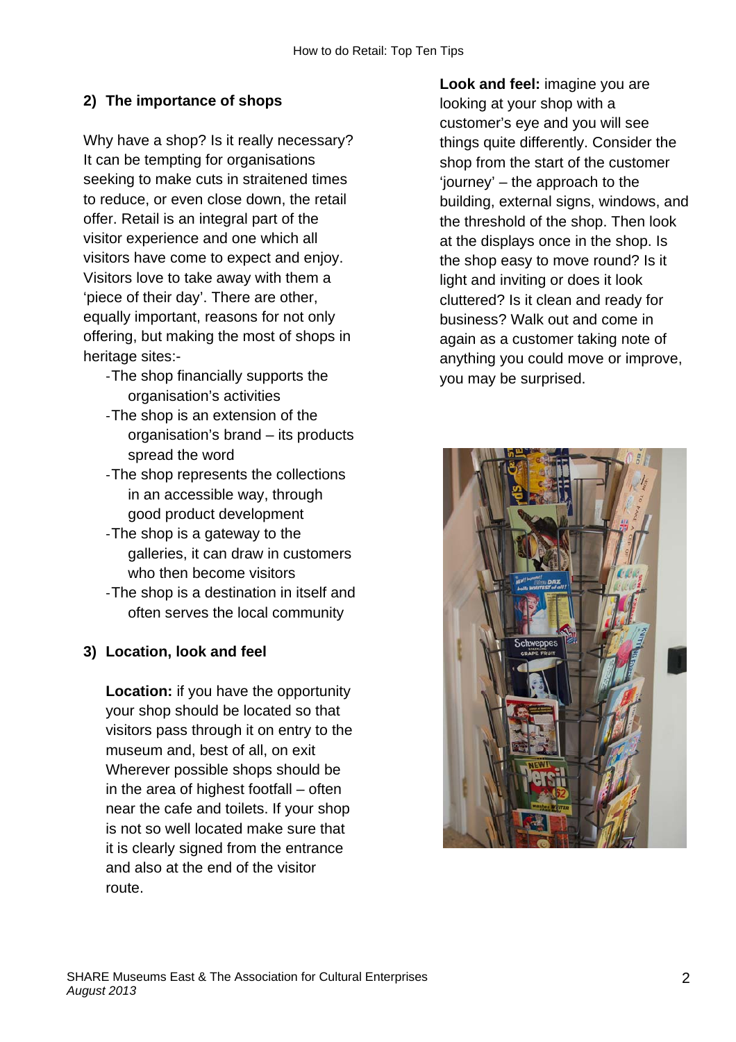## 2) The importance of shops

Why have a shop? Is it really necessary? It can be tempting for organisations seeking to make cuts in straitened times to reduce, or even close down, the retail offer. Retail is an integral part of the visitor experience and one which all visitors have come to expect and enjoy. Visitors love to take away with them a 'piece of their day'. There are other, equally important, reasons for not only offering, but making the most of shops in heritage sites:-

- The shop financially supports the organisation's activities
- The shop is an extension of the organisation's brand – its products spread the word
- The shop represents the collections in an accessible way, through good product development
- The shop is a gateway to the galleries, it can draw in customers who then become visitors
- The shop is a destination in itself and often serves the local community

## 3) Location, look and feel

**Location:** if you have the opportunity your shop should be located so that visitors pass through it on entry to the museum and, best of all, on exit Wherever possible shops should be in the area of highest footfall – often near the cafe and toilets. If your shop is not so well located make sure that it is clearly signed from the entrance and also at the end of the visitor route.

**Look and feel:** imagine you are looking at your shop with a customer's eye and you will see things quite differently. Consider the shop from the start of the customer 'journey' – the approach to the building, external signs, windows, and the threshold of the shop. Then look at the displays once in the shop. Is the shop easy to move round? Is it light and inviting or does it look cluttered? Is it clean and ready for business? Walk out and come in again as a customer taking note of anything you could move or improve, you may be surprised.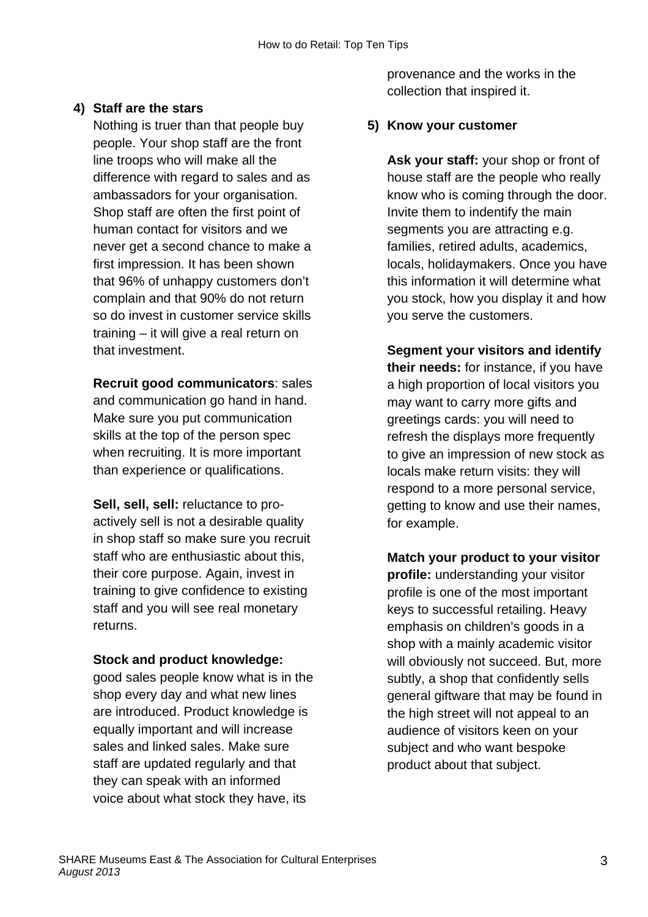**4) Staff are the stars**

Nothing is truer than that people buy people. Your shop staff are the front line troops who will make all the difference with regard to sales and as ambassadors for your organisation. Shop staff are often the first point of human contact for visitors and we never get a second chance to make a first impression. It has been shown that 96% of unhappy customers don't complain and that 90% do not return so do invest in customer service skills training – it will give a real return on that investment.

**Recruit good communicators**: sales and communication go hand in hand. Make sure you put communication skills at the top of the person spec when recruiting. It is more important than experience or qualifications.

**Sell, sell, sell:** reluctance to pro-actively sell is not a desirable quality in shop staff so make sure you recruit staff who are enthusiastic about this, their core purpose. Again, invest in training to give confidence to existing staff and you will see real monetary returns.

**Stock and product knowledge:** good sales people know what is in the shop every day and what new lines are introduced. Product knowledge is equally important and will increase sales and linked sales. Make sure staff are updated regularly and that they can speak with an informed voice about what stock they have, its provenance and the works in the collection that inspired it.

**5) Know your customer**

**Ask your staff:** your shop or front of house staff are the people who really know who is coming through the door. Invite them to indentify the main segments you are attracting e.g. families, retired adults, academics, locals, holidaymakers. Once you have this information it will determine what you stock, how you display it and how you serve the customers.

**Segment your visitors and identify their needs:** for instance, if you have a high proportion of local visitors you may want to carry more gifts and greetings cards: you will need to refresh the displays more frequently to give an impression of new stock as locals make return visits: they will respond to a more personal service, getting to know and use their names, for example.

**Match your product to your visitor profile:** understanding your visitor profile is one of the most important keys to successful retailing. Heavy emphasis on children's goods in a shop with a mainly academic visitor will obviously not succeed. But, more subtly, a shop that confidently sells general giftware that may be found in the high street will not appeal to an audience of visitors keen on your subject and who want bespoke product about that subject.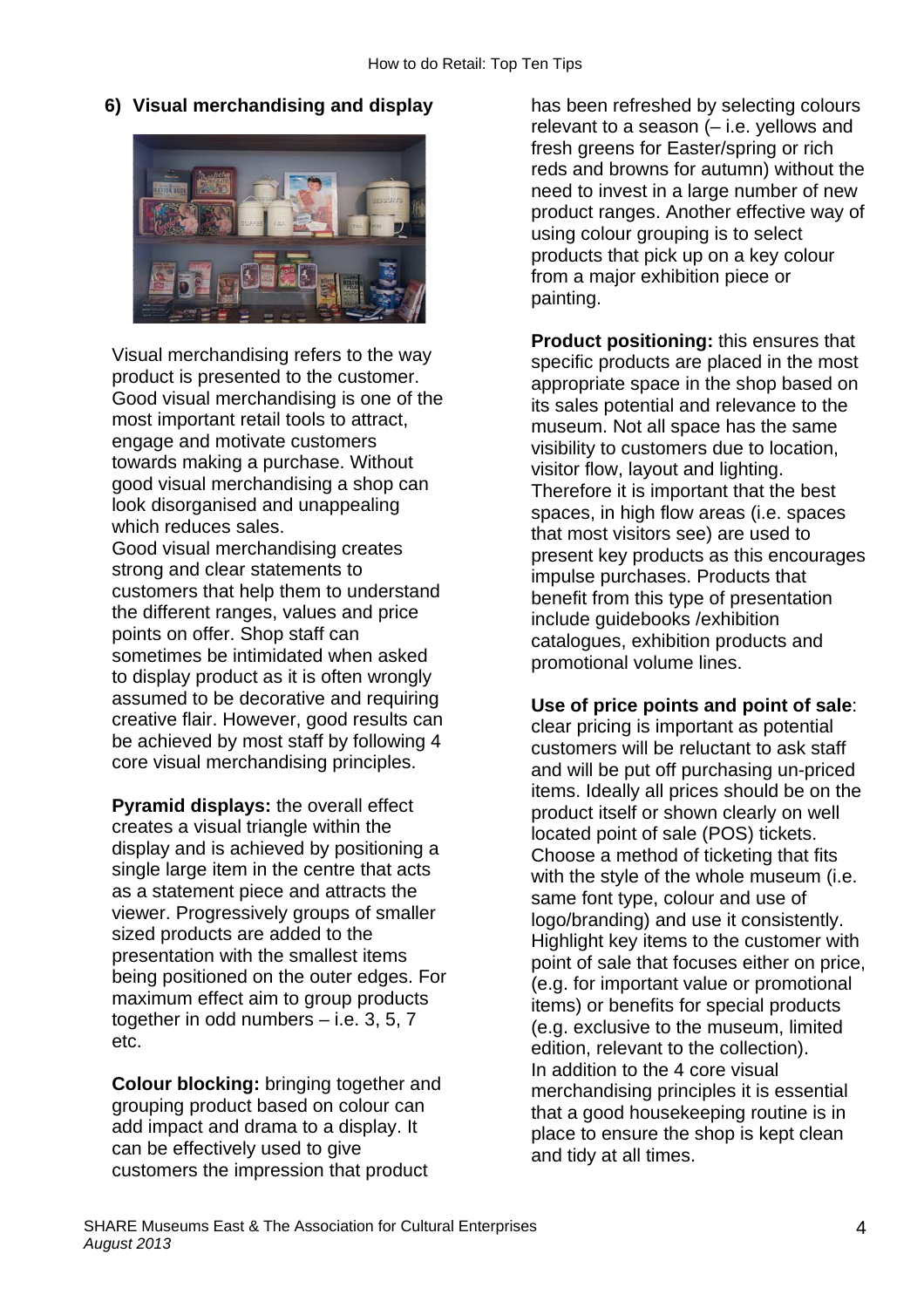## 6) Visual merchandising and display

Visual merchandising refers to the way product is presented to the customer. Good visual merchandising is one of the most important retail tools to attract, engage and motivate customers towards making a purchase. Without good visual merchandising a shop can look disorganised and unappealing which reduces sales.

Good visual merchandising creates strong and clear statements to customers that help them to understand the different ranges, values and price points on offer. Shop staff can sometimes be intimidated when asked to display product as it is often wrongly assumed to be decorative and requiring creative flair. However, good results can be achieved by most staff by following 4 core visual merchandising principles.

**Pyramid displays:** the overall effect creates a visual triangle within the display and is achieved by positioning a single large item in the centre that acts as a statement piece and attracts the viewer. Progressively groups of smaller sized products are added to the presentation with the smallest items being positioned on the outer edges. For maximum effect aim to group products together in odd numbers – i.e. 3, 5, 7 etc.

**Colour blocking:** bringing together and grouping product based on colour can add impact and drama to a display. It can be effectively used to give customers the impression that product has been refreshed by selecting colours relevant to a season (– i.e. yellows and fresh greens for Easter/spring or rich reds and browns for autumn) without the need to invest in a large number of new product ranges. Another effective way of using colour grouping is to select products that pick up on a key colour from a major exhibition piece or painting.

**Product positioning:** this ensures that specific products are placed in the most appropriate space in the shop based on its sales potential and relevance to the museum. Not all space has the same visibility to customers due to location, visitor flow, layout and lighting. Therefore it is important that the best spaces, in high flow areas (i.e. spaces that most visitors see) are used to present key products as this encourages impulse purchases. Products that benefit from this type of presentation include guidebooks /exhibition catalogues, exhibition products and promotional volume lines.

**Use of price points and point of sale**: clear pricing is important as potential customers will be reluctant to ask staff and will be put off purchasing un-priced items. Ideally all prices should be on the product itself or shown clearly on well located point of sale (POS) tickets. Choose a method of ticketing that fits with the style of the whole museum (i.e. same font type, colour and use of logo/branding) and use it consistently. Highlight key items to the customer with point of sale that focuses either on price, (e.g. for important value or promotional items) or benefits for special products (e.g. exclusive to the museum, limited edition, relevant to the collection).

In addition to the 4 core visual merchandising principles it is essential that a good housekeeping routine is in place to ensure the shop is kept clean and tidy at all times.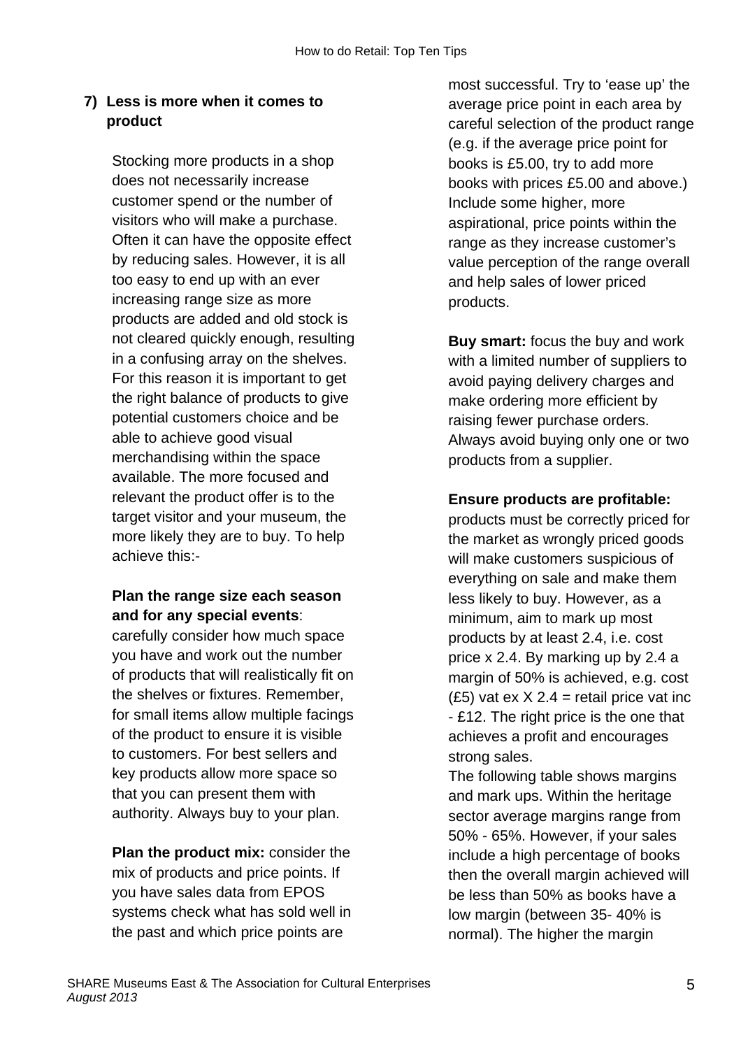## 7) Less is more when it comes to product

Stocking more products in a shop does not necessarily increase customer spend or the number of visitors who will make a purchase. Often it can have the opposite effect by reducing sales. However, it is all too easy to end up with an ever increasing range size as more products are added and old stock is not cleared quickly enough, resulting in a confusing array on the shelves. For this reason it is important to get the right balance of products to give potential customers choice and be able to achieve good visual merchandising within the space available. The more focused and relevant the product offer is to the target visitor and your museum, the more likely they are to buy. To help achieve this:-

**Plan the range size each season and for any special events**: carefully consider how much space you have and work out the number of products that will realistically fit on the shelves or fixtures. Remember, for small items allow multiple facings of the product to ensure it is visible to customers. For best sellers and key products allow more space so that you can present them with authority. Always buy to your plan.

**Plan the product mix:** consider the mix of products and price points. If you have sales data from EPOS systems check what has sold well in the past and which price points are most successful. Try to 'ease up' the average price point in each area by careful selection of the product range (e.g. if the average price point for books is £5.00, try to add more books with prices £5.00 and above.) Include some higher, more aspirational, price points within the range as they increase customer's value perception of the range overall and help sales of lower priced products.

**Buy smart:** focus the buy and work with a limited number of suppliers to avoid paying delivery charges and make ordering more efficient by raising fewer purchase orders. Always avoid buying only one or two products from a supplier.

**Ensure products are profitable:** products must be correctly priced for the market as wrongly priced goods will make customers suspicious of everything on sale and make them less likely to buy. However, as a minimum, aim to mark up most products by at least 2.4, i.e. cost price x 2.4. By marking up by 2.4 a margin of 50% is achieved, e.g. cost (£5) vat ex X 2.4 = retail price vat inc - £12. The right price is the one that achieves a profit and encourages strong sales.

The following table shows margins and mark ups. Within the heritage sector average margins range from 50% - 65%. However, if your sales include a high percentage of books then the overall margin achieved will be less than 50% as books have a low margin (between 35- 40% is normal). The higher the margin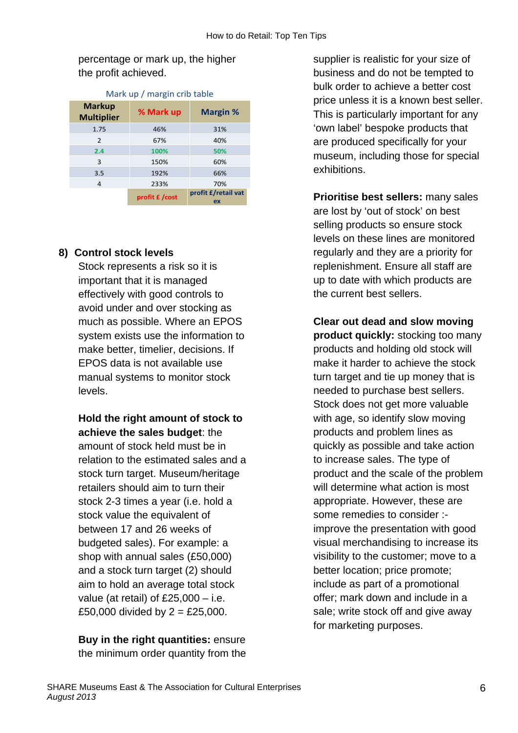percentage or mark up, the higher the profit achieved.

Mark up / margin crib table

| Markup Multiplier | % Mark up | Margin % |
|---|---|---|
| 1.75 | 46% | 31% |
| 2 | 67% | 40% |
| 2.4 | 100% | 50% |
| 3 | 150% | 60% |
| 3.5 | 192% | 66% |
| 4 | 233% | 70% |
| | profit £ /cost | profit £/retail vat ex |

**8) Control stock levels**

Stock represents a risk so it is important that it is managed effectively with good controls to avoid under and over stocking as much as possible. Where an EPOS system exists use the information to make better, timelier, decisions. If EPOS data is not available use manual systems to monitor stock levels.

**Hold the right amount of stock to achieve the sales budget**: the amount of stock held must be in relation to the estimated sales and a stock turn target. Museum/heritage retailers should aim to turn their stock 2-3 times a year (i.e. hold a stock value the equivalent of between 17 and 26 weeks of budgeted sales). For example: a shop with annual sales (£50,000) and a stock turn target (2) should aim to hold an average total stock value (at retail) of £25,000 – i.e. £50,000 divided by 2 = £25,000.

**Buy in the right quantities:** ensure the minimum order quantity from the supplier is realistic for your size of business and do not be tempted to bulk order to achieve a better cost price unless it is a known best seller. This is particularly important for any 'own label' bespoke products that are produced specifically for your museum, including those for special exhibitions.

**Prioritise best sellers:** many sales are lost by 'out of stock' on best selling products so ensure stock levels on these lines are monitored regularly and they are a priority for replenishment. Ensure all staff are up to date with which products are the current best sellers.

**Clear out dead and slow moving product quickly:** stocking too many products and holding old stock will make it harder to achieve the stock turn target and tie up money that is needed to purchase best sellers. Stock does not get more valuable with age, so identify slow moving products and problem lines as quickly as possible and take action to increase sales. The type of product and the scale of the problem will determine what action is most appropriate. However, these are some remedies to consider :- improve the presentation with good visual merchandising to increase its visibility to the customer; move to a better location; price promote; include as part of a promotional offer; mark down and include in a sale; write stock off and give away for marketing purposes.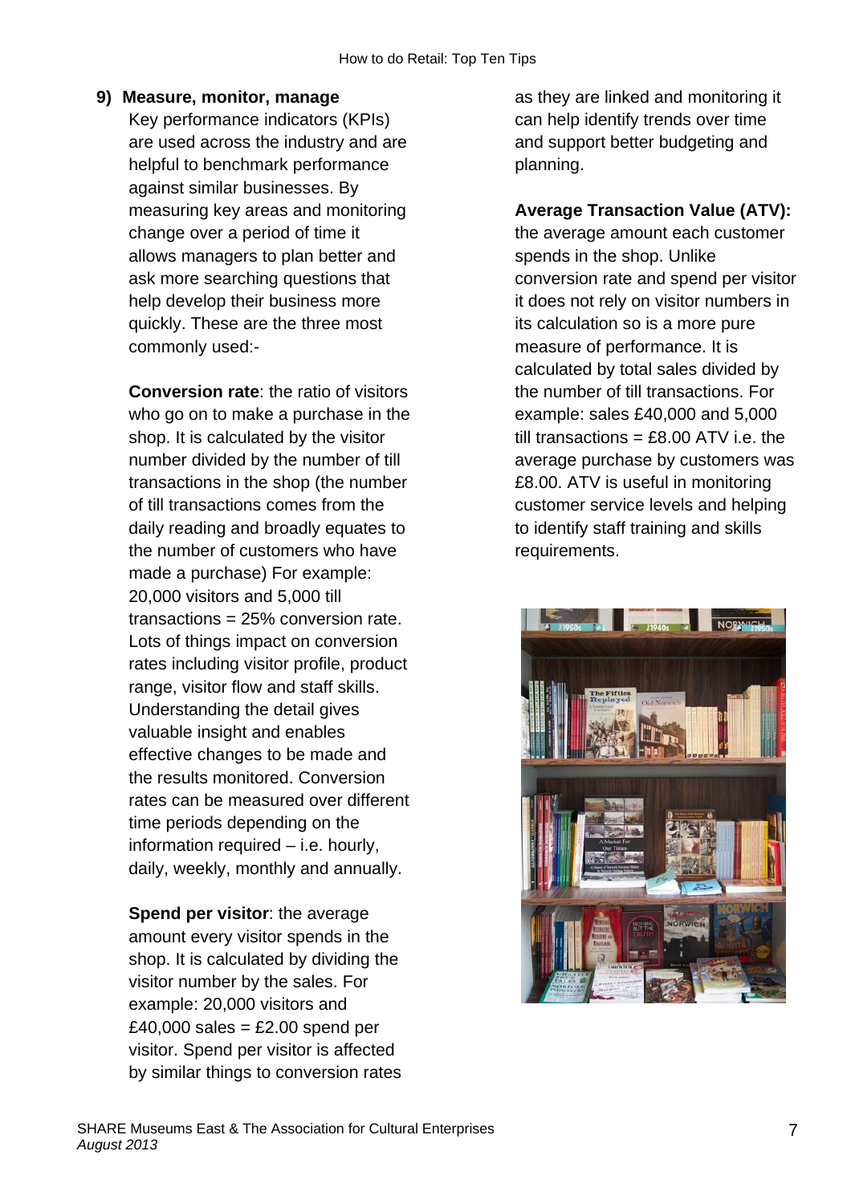## 9) Measure, monitor, manage

Key performance indicators (KPIs) are used across the industry and are helpful to benchmark performance against similar businesses. By measuring key areas and monitoring change over a period of time it allows managers to plan better and ask more searching questions that help develop their business more quickly. These are the three most commonly used:-

**Conversion rate**: the ratio of visitors who go on to make a purchase in the shop. It is calculated by the visitor number divided by the number of till transactions in the shop (the number of till transactions comes from the daily reading and broadly equates to the number of customers who have made a purchase) For example: 20,000 visitors and 5,000 till transactions = 25% conversion rate. Lots of things impact on conversion rates including visitor profile, product range, visitor flow and staff skills. Understanding the detail gives valuable insight and enables effective changes to be made and the results monitored. Conversion rates can be measured over different time periods depending on the information required – i.e. hourly, daily, weekly, monthly and annually.

**Spend per visitor**: the average amount every visitor spends in the shop. It is calculated by dividing the visitor number by the sales. For example: 20,000 visitors and £40,000 sales = £2.00 spend per visitor. Spend per visitor is affected by similar things to conversion rates as they are linked and monitoring it can help identify trends over time and support better budgeting and planning.

**Average Transaction Value (ATV):** the average amount each customer spends in the shop. Unlike conversion rate and spend per visitor it does not rely on visitor numbers in its calculation so is a more pure measure of performance. It is calculated by total sales divided by the number of till transactions. For example: sales £40,000 and 5,000 till transactions = £8.00 ATV i.e. the average purchase by customers was £8.00. ATV is useful in monitoring customer service levels and helping to identify staff training and skills requirements.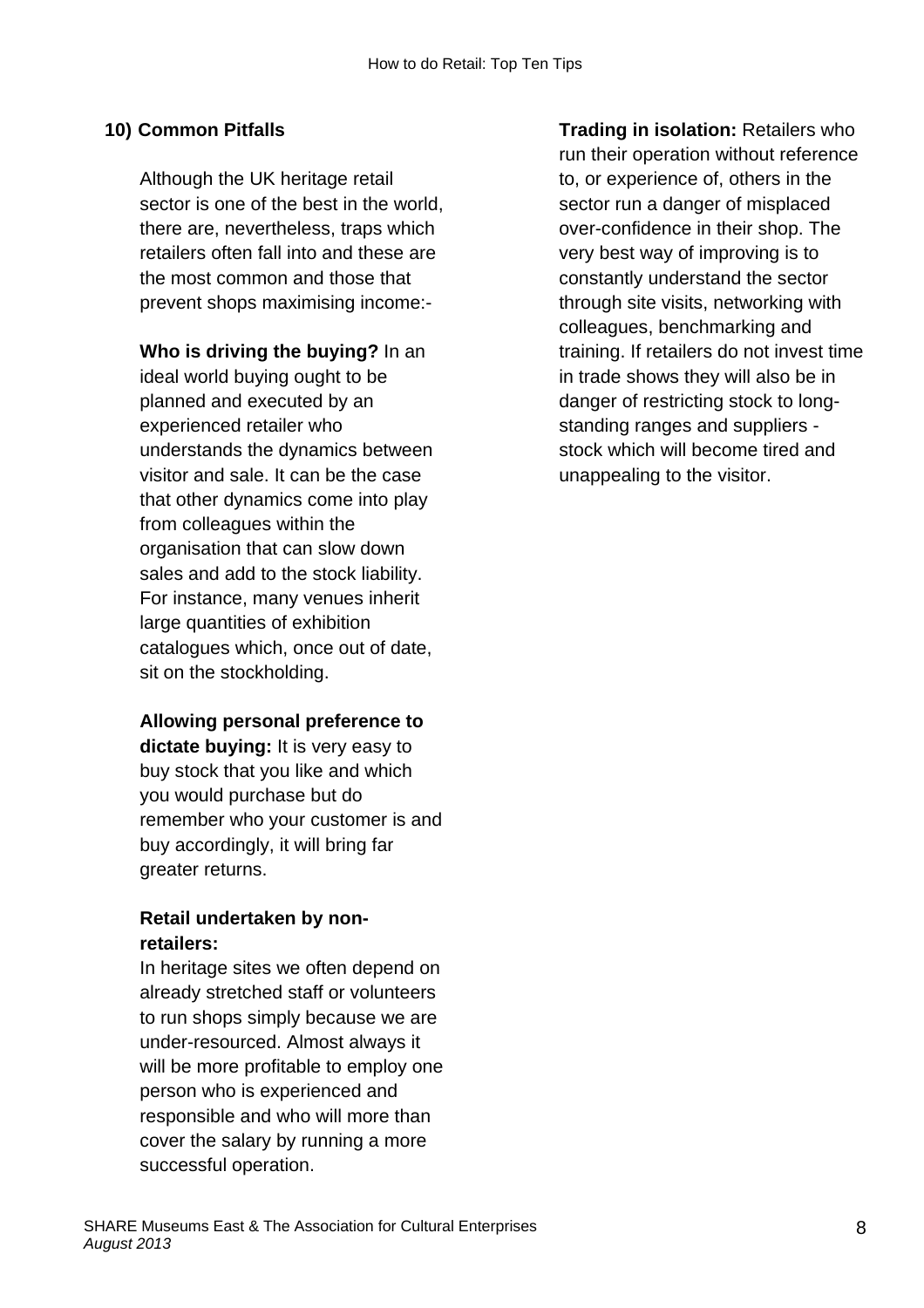## 10) Common Pitfalls

Although the UK heritage retail sector is one of the best in the world, there are, nevertheless, traps which retailers often fall into and these are the most common and those that prevent shops maximising income:-

**Who is driving the buying?** In an ideal world buying ought to be planned and executed by an experienced retailer who understands the dynamics between visitor and sale. It can be the case that other dynamics come into play from colleagues within the organisation that can slow down sales and add to the stock liability. For instance, many venues inherit large quantities of exhibition catalogues which, once out of date, sit on the stockholding.

**Allowing personal preference to dictate buying:** It is very easy to buy stock that you like and which you would purchase but do remember who your customer is and buy accordingly, it will bring far greater returns.

**Retail undertaken by non-retailers:**
In heritage sites we often depend on already stretched staff or volunteers to run shops simply because we are under-resourced. Almost always it will be more profitable to employ one person who is experienced and responsible and who will more than cover the salary by running a more successful operation.

**Trading in isolation:** Retailers who run their operation without reference to, or experience of, others in the sector run a danger of misplaced over-confidence in their shop. The very best way of improving is to constantly understand the sector through site visits, networking with colleagues, benchmarking and training. If retailers do not invest time in trade shows they will also be in danger of restricting stock to long-standing ranges and suppliers - stock which will become tired and unappealing to the visitor.